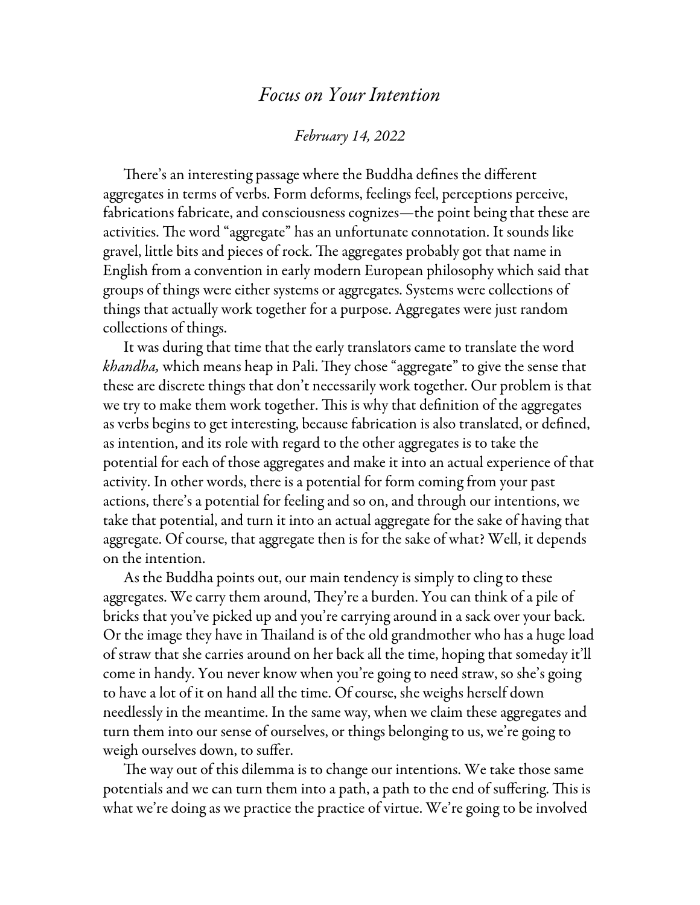# *Focus on Your Intention*

*February 14, 2022*

There's an interesting passage where the Buddha defines the different aggregates in terms of verbs. Form deforms, feelings feel, perceptions perceive, fabrications fabricate, and consciousness cognizes—the point being that these are activities. The word "aggregate" has an unfortunate connotation. It sounds like gravel, little bits and pieces of rock. The aggregates probably got that name in English from a convention in early modern European philosophy which said that groups of things were either systems or aggregates. Systems were collections of things that actually work together for a purpose. Aggregates were just random collections of things.

It was during that time that the early translators came to translate the word *khandha,* which means heap in Pali. They chose "aggregate" to give the sense that these are discrete things that don't necessarily work together. Our problem is that we try to make them work together. This is why that definition of the aggregates as verbs begins to get interesting, because fabrication is also translated, or defined, as intention, and its role with regard to the other aggregates is to take the potential for each of those aggregates and make it into an actual experience of that activity. In other words, there is a potential for form coming from your past actions, there's a potential for feeling and so on, and through our intentions, we take that potential, and turn it into an actual aggregate for the sake of having that aggregate. Of course, that aggregate then is for the sake of what? Well, it depends on the intention.

As the Buddha points out, our main tendency is simply to cling to these aggregates. We carry them around, They're a burden. You can think of a pile of bricks that you've picked up and you're carrying around in a sack over your back. Or the image they have in Thailand is of the old grandmother who has a huge load of straw that she carries around on her back all the time, hoping that someday it'll come in handy. You never know when you're going to need straw, so she's going to have a lot of it on hand all the time. Of course, she weighs herself down needlessly in the meantime. In the same way, when we claim these aggregates and turn them into our sense of ourselves, or things belonging to us, we're going to weigh ourselves down, to suffer.

The way out of this dilemma is to change our intentions. We take those same potentials and we can turn them into a path, a path to the end of suffering. This is what we're doing as we practice the practice of virtue. We're going to be involved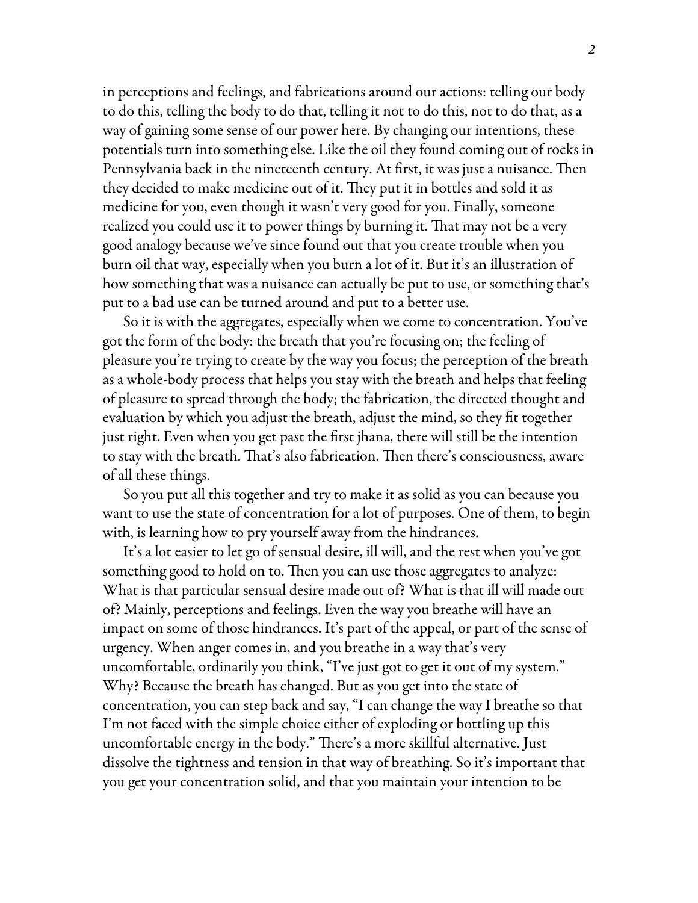in perceptions and feelings, and fabrications around our actions: telling our body to do this, telling the body to do that, telling it not to do this, not to do that, as a way of gaining some sense of our power here. By changing our intentions, these potentials turn into something else. Like the oil they found coming out of rocks in Pennsylvania back in the nineteenth century. At first, it was just a nuisance. Then they decided to make medicine out of it. They put it in bottles and sold it as medicine for you, even though it wasn't very good for you. Finally, someone realized you could use it to power things by burning it. That may not be a very good analogy because we've since found out that you create trouble when you burn oil that way, especially when you burn a lot of it. But it's an illustration of how something that was a nuisance can actually be put to use, or something that's put to a bad use can be turned around and put to a better use.

So it is with the aggregates, especially when we come to concentration. You've got the form of the body: the breath that you're focusing on; the feeling of pleasure you're trying to create by the way you focus; the perception of the breath as a whole-body process that helps you stay with the breath and helps that feeling of pleasure to spread through the body; the fabrication, the directed thought and evaluation by which you adjust the breath, adjust the mind, so they fit together just right. Even when you get past the first jhana, there will still be the intention to stay with the breath. That's also fabrication. Then there's consciousness, aware of all these things.

So you put all this together and try to make it as solid as you can because you want to use the state of concentration for a lot of purposes. One of them, to begin with, is learning how to pry yourself away from the hindrances.

It's a lot easier to let go of sensual desire, ill will, and the rest when you've got something good to hold on to. Then you can use those aggregates to analyze: What is that particular sensual desire made out of? What is that ill will made out of? Mainly, perceptions and feelings. Even the way you breathe will have an impact on some of those hindrances. It's part of the appeal, or part of the sense of urgency. When anger comes in, and you breathe in a way that's very uncomfortable, ordinarily you think, "I've just got to get it out of my system." Why? Because the breath has changed. But as you get into the state of concentration, you can step back and say, "I can change the way I breathe so that I'm not faced with the simple choice either of exploding or bottling up this uncomfortable energy in the body." There's a more skillful alternative. Just dissolve the tightness and tension in that way of breathing. So it's important that you get your concentration solid, and that you maintain your intention to be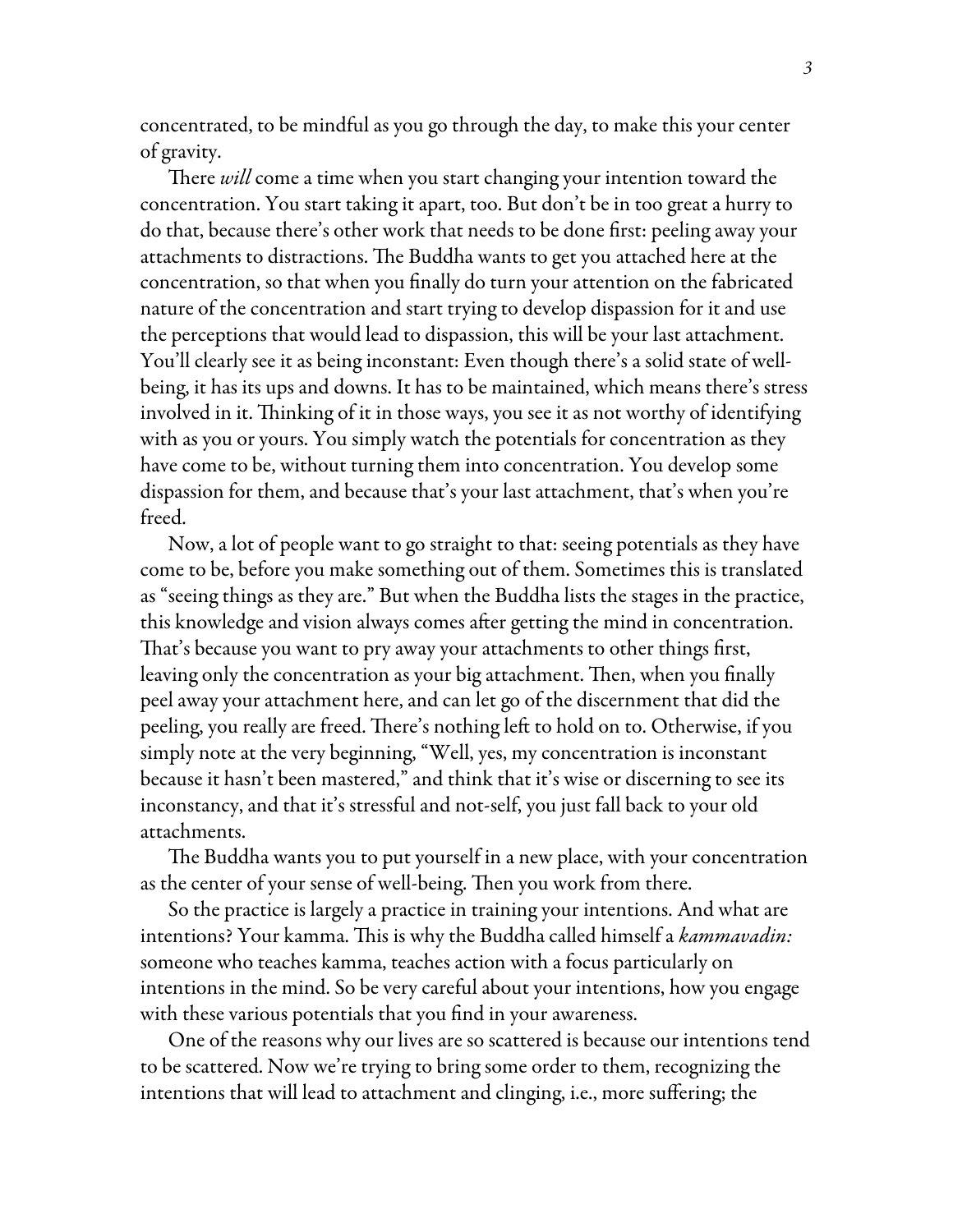concentrated, to be mindful as you go through the day, to make this your center of gravity.

There *will* come a time when you start changing your intention toward the concentration. You start taking it apart, too. But don't be in too great a hurry to do that, because there's other work that needs to be done first: peeling away your attachments to distractions. The Buddha wants to get you attached here at the concentration, so that when you finally do turn your attention on the fabricated nature of the concentration and start trying to develop dispassion for it and use the perceptions that would lead to dispassion, this will be your last attachment. You'll clearly see it as being inconstant: Even though there's a solid state of well-being, it has its ups and downs. It has to be maintained, which means there's stress involved in it. Thinking of it in those ways, you see it as not worthy of identifying with as you or yours. You simply watch the potentials for concentration as they have come to be, without turning them into concentration. You develop some dispassion for them, and because that's your last attachment, that's when you're freed.

Now, a lot of people want to go straight to that: seeing potentials as they have come to be, before you make something out of them. Sometimes this is translated as "seeing things as they are." But when the Buddha lists the stages in the practice, this knowledge and vision always comes after getting the mind in concentration. That's because you want to pry away your attachments to other things first, leaving only the concentration as your big attachment. Then, when you finally peel away your attachment here, and can let go of the discernment that did the peeling, you really are freed. There's nothing left to hold on to. Otherwise, if you simply note at the very beginning, "Well, yes, my concentration is inconstant because it hasn't been mastered," and think that it's wise or discerning to see its inconstancy, and that it's stressful and not-self, you just fall back to your old attachments.

The Buddha wants you to put yourself in a new place, with your concentration as the center of your sense of well-being. Then you work from there.

So the practice is largely a practice in training your intentions. And what are intentions? Your kamma. This is why the Buddha called himself a *kammavadin:* someone who teaches kamma, teaches action with a focus particularly on intentions in the mind. So be very careful about your intentions, how you engage with these various potentials that you find in your awareness.

One of the reasons why our lives are so scattered is because our intentions tend to be scattered. Now we're trying to bring some order to them, recognizing the intentions that will lead to attachment and clinging, i.e., more suffering; the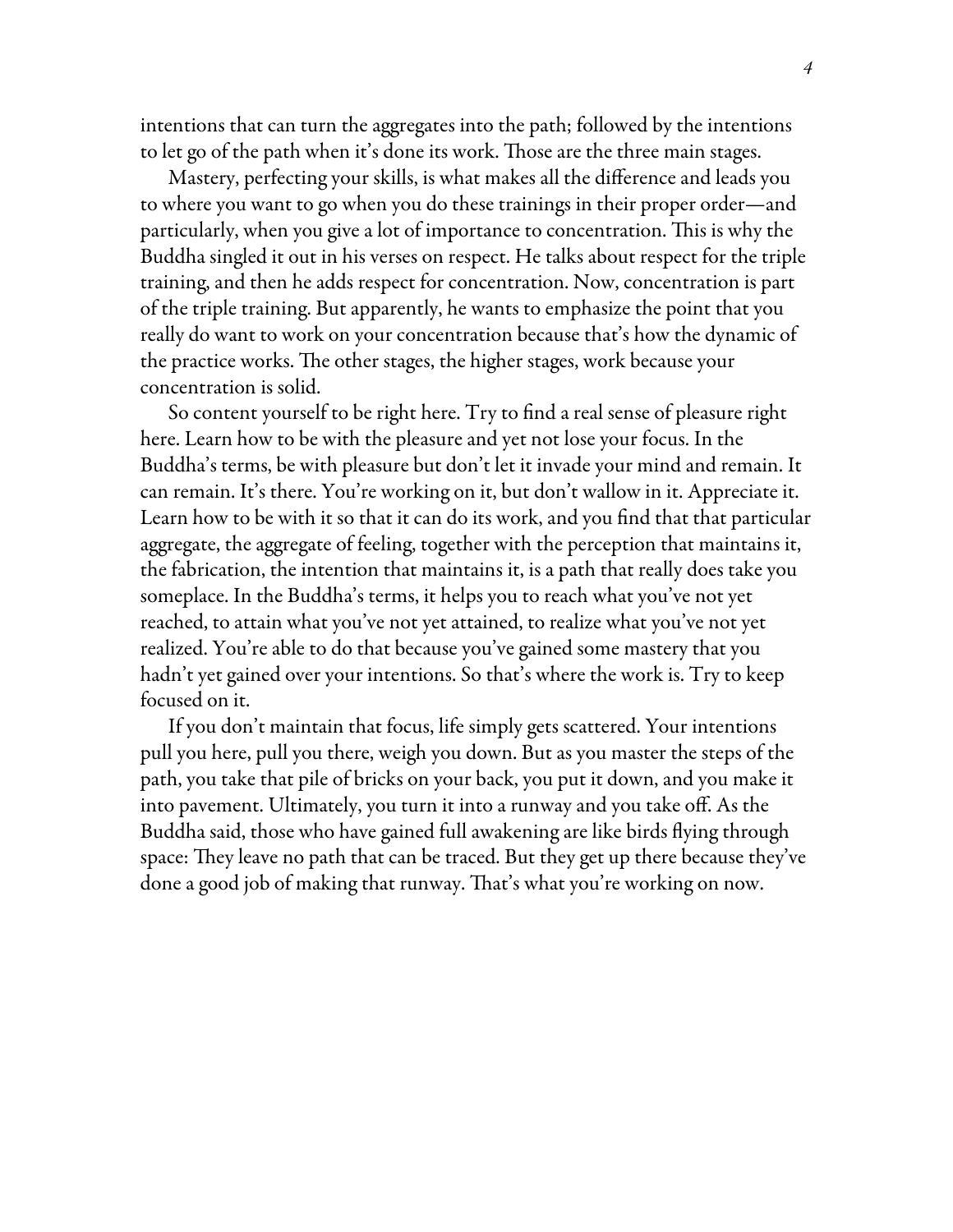intentions that can turn the aggregates into the path; followed by the intentions to let go of the path when it's done its work. Those are the three main stages.

Mastery, perfecting your skills, is what makes all the difference and leads you to where you want to go when you do these trainings in their proper order—and particularly, when you give a lot of importance to concentration. This is why the Buddha singled it out in his verses on respect. He talks about respect for the triple training, and then he adds respect for concentration. Now, concentration is part of the triple training. But apparently, he wants to emphasize the point that you really do want to work on your concentration because that's how the dynamic of the practice works. The other stages, the higher stages, work because your concentration is solid.

So content yourself to be right here. Try to find a real sense of pleasure right here. Learn how to be with the pleasure and yet not lose your focus. In the Buddha's terms, be with pleasure but don't let it invade your mind and remain. It can remain. It's there. You're working on it, but don't wallow in it. Appreciate it. Learn how to be with it so that it can do its work, and you find that that particular aggregate, the aggregate of feeling, together with the perception that maintains it, the fabrication, the intention that maintains it, is a path that really does take you someplace. In the Buddha's terms, it helps you to reach what you've not yet reached, to attain what you've not yet attained, to realize what you've not yet realized. You're able to do that because you've gained some mastery that you hadn't yet gained over your intentions. So that's where the work is. Try to keep focused on it.

If you don't maintain that focus, life simply gets scattered. Your intentions pull you here, pull you there, weigh you down. But as you master the steps of the path, you take that pile of bricks on your back, you put it down, and you make it into pavement. Ultimately, you turn it into a runway and you take off. As the Buddha said, those who have gained full awakening are like birds flying through space: They leave no path that can be traced. But they get up there because they've done a good job of making that runway. That's what you're working on now.